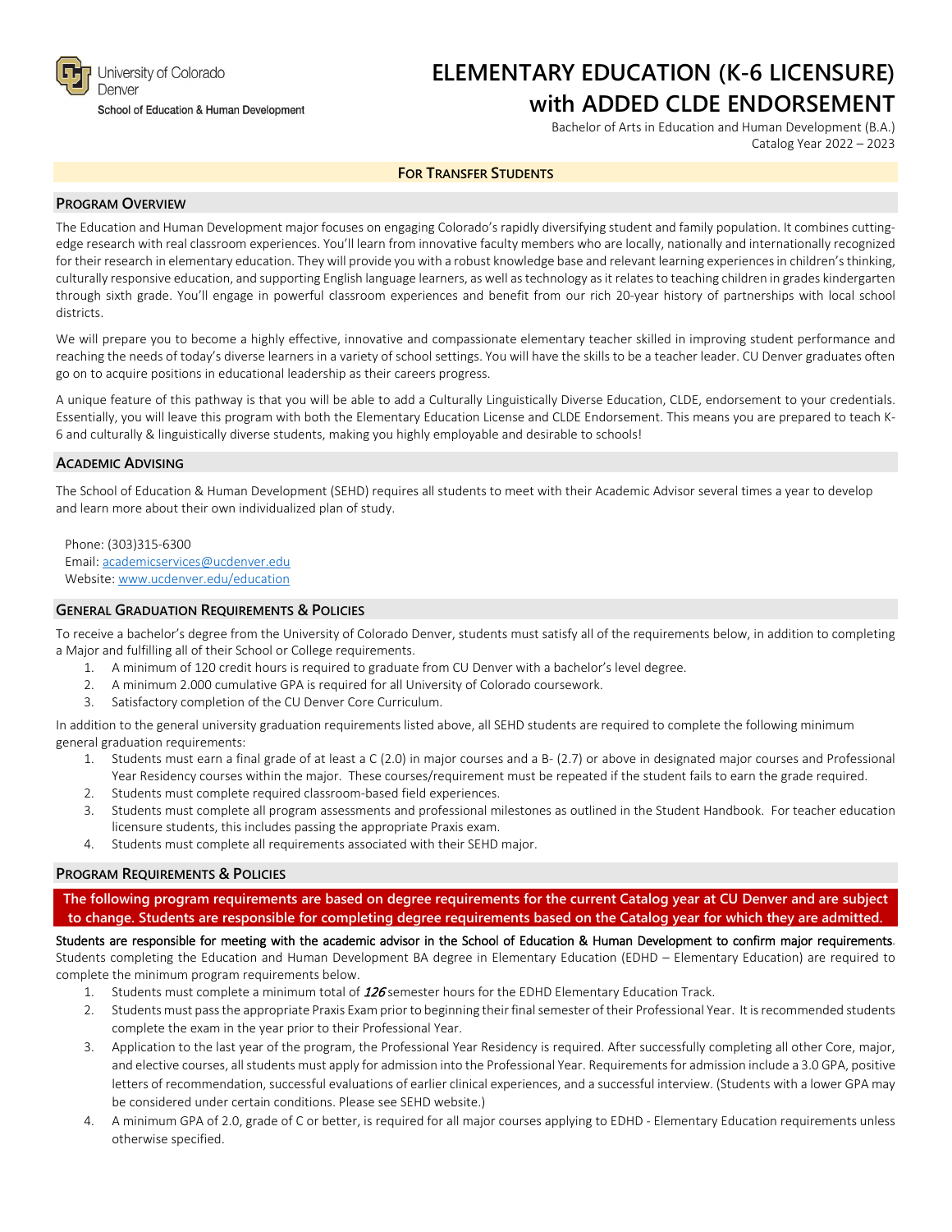University of Colorado Denver
School of Education & Human Development

# ELEMENTARY EDUCATION (K-6 LICENSURE) with ADDED CLDE ENDORSEMENT

Bachelor of Arts in Education and Human Development (B.A.)
Catalog Year 2022 – 2023

**FOR TRANSFER STUDENTS**

## PROGRAM OVERVIEW

The Education and Human Development major focuses on engaging Colorado's rapidly diversifying student and family population. It combines cutting-edge research with real classroom experiences. You'll learn from innovative faculty members who are locally, nationally and internationally recognized for their research in elementary education. They will provide you with a robust knowledge base and relevant learning experiences in children's thinking, culturally responsive education, and supporting English language learners, as well as technology as it relates to teaching children in grades kindergarten through sixth grade. You'll engage in powerful classroom experiences and benefit from our rich 20-year history of partnerships with local school districts.

We will prepare you to become a highly effective, innovative and compassionate elementary teacher skilled in improving student performance and reaching the needs of today's diverse learners in a variety of school settings. You will have the skills to be a teacher leader. CU Denver graduates often go on to acquire positions in educational leadership as their careers progress.

A unique feature of this pathway is that you will be able to add a Culturally Linguistically Diverse Education, CLDE, endorsement to your credentials. Essentially, you will leave this program with both the Elementary Education License and CLDE Endorsement. This means you are prepared to teach K-6 and culturally & linguistically diverse students, making you highly employable and desirable to schools!

## ACADEMIC ADVISING

The School of Education & Human Development (SEHD) requires all students to meet with their Academic Advisor several times a year to develop and learn more about their own individualized plan of study.

Phone: (303)315-6300
Email: academicservices@ucdenver.edu
Website: www.ucdenver.edu/education

## GENERAL GRADUATION REQUIREMENTS & POLICIES

To receive a bachelor's degree from the University of Colorado Denver, students must satisfy all of the requirements below, in addition to completing a Major and fulfilling all of their School or College requirements.

1. A minimum of 120 credit hours is required to graduate from CU Denver with a bachelor's level degree.
2. A minimum 2.000 cumulative GPA is required for all University of Colorado coursework.
3. Satisfactory completion of the CU Denver Core Curriculum.

In addition to the general university graduation requirements listed above, all SEHD students are required to complete the following minimum general graduation requirements:

1. Students must earn a final grade of at least a C (2.0) in major courses and a B- (2.7) or above in designated major courses and Professional Year Residency courses within the major. These courses/requirement must be repeated if the student fails to earn the grade required.
2. Students must complete required classroom-based field experiences.
3. Students must complete all program assessments and professional milestones as outlined in the Student Handbook. For teacher education licensure students, this includes passing the appropriate Praxis exam.
4. Students must complete all requirements associated with their SEHD major.

## PROGRAM REQUIREMENTS & POLICIES

**The following program requirements are based on degree requirements for the current Catalog year at CU Denver and are subject to change. Students are responsible for completing degree requirements based on the Catalog year for which they are admitted.**

**Students are responsible for meeting with the academic advisor in the School of Education & Human Development to confirm major requirements**. Students completing the Education and Human Development BA degree in Elementary Education (EDHD – Elementary Education) are required to complete the minimum program requirements below.

1. Students must complete a minimum total of ***126*** semester hours for the EDHD Elementary Education Track.
2. Students must pass the appropriate Praxis Exam prior to beginning their final semester of their Professional Year. It is recommended students complete the exam in the year prior to their Professional Year.
3. Application to the last year of the program, the Professional Year Residency is required. After successfully completing all other Core, major, and elective courses, all students must apply for admission into the Professional Year. Requirements for admission include a 3.0 GPA, positive letters of recommendation, successful evaluations of earlier clinical experiences, and a successful interview. (Students with a lower GPA may be considered under certain conditions. Please see SEHD website.)
4. A minimum GPA of 2.0, grade of C or better, is required for all major courses applying to EDHD - Elementary Education requirements unless otherwise specified.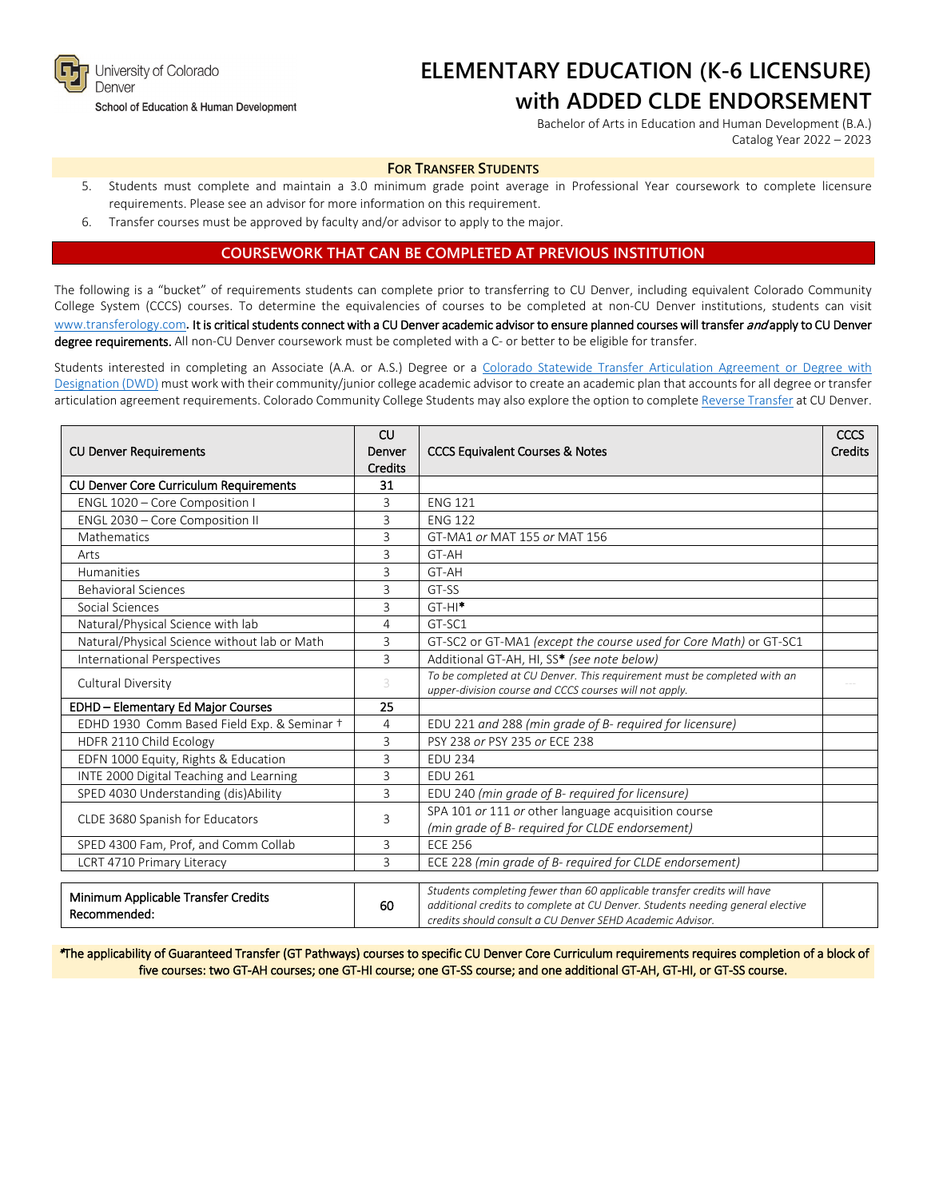# ELEMENTARY EDUCATION (K-6 LICENSURE) with ADDED CLDE ENDORSEMENT

Bachelor of Arts in Education and Human Development (B.A.)
Catalog Year 2022 – 2023

University of Colorado Denver
School of Education & Human Development

## FOR TRANSFER STUDENTS

5. Students must complete and maintain a 3.0 minimum grade point average in Professional Year coursework to complete licensure requirements. Please see an advisor for more information on this requirement.
6. Transfer courses must be approved by faculty and/or advisor to apply to the major.

## COURSEWORK THAT CAN BE COMPLETED AT PREVIOUS INSTITUTION

The following is a "bucket" of requirements students can complete prior to transferring to CU Denver, including equivalent Colorado Community College System (CCCS) courses. To determine the equivalencies of courses to be completed at non-CU Denver institutions, students can visit www.transferology.com. **It is critical students connect with a CU Denver academic advisor to ensure planned courses will transfer *and* apply to CU Denver degree requirements.** All non-CU Denver coursework must be completed with a C- or better to be eligible for transfer.

Students interested in completing an Associate (A.A. or A.S.) Degree or a Colorado Statewide Transfer Articulation Agreement or Degree with Designation (DWD) must work with their community/junior college academic advisor to create an academic plan that accounts for all degree or transfer articulation agreement requirements. Colorado Community College Students may also explore the option to complete Reverse Transfer at CU Denver.

| CU Denver Requirements | CU Denver Credits | CCCS Equivalent Courses & Notes | CCCS Credits |
|---|---|---|---|
| **CU Denver Core Curriculum Requirements** | **31** | | |
| ENGL 1020 – Core Composition I | 3 | ENG 121 | |
| ENGL 2030 – Core Composition II | 3 | ENG 122 | |
| Mathematics | 3 | GT-MA1 *or* MAT 155 *or* MAT 156 | |
| Arts | 3 | GT-AH | |
| Humanities | 3 | GT-AH | |
| Behavioral Sciences | 3 | GT-SS | |
| Social Sciences | 3 | GT-HI* | |
| Natural/Physical Science with lab | 4 | GT-SC1 | |
| Natural/Physical Science without lab or Math | 3 | GT-SC2 or GT-MA1 *(except the course used for Core Math)* or GT-SC1 | |
| International Perspectives | 3 | Additional GT-AH, HI, SS* *(see note below)* | |
| Cultural Diversity | 3 | *To be completed at CU Denver. This requirement must be completed with an upper-division course and CCCS courses will not apply.* | --- |
| **EDHD – Elementary Ed Major Courses** | **25** | | |
| EDHD 1930 Comm Based Field Exp. & Seminar † | 4 | EDU 221 *and* 288 *(min grade of B- required for licensure)* | |
| HDFR 2110 Child Ecology | 3 | PSY 238 *or* PSY 235 *or* ECE 238 | |
| EDFN 1000 Equity, Rights & Education | 3 | EDU 234 | |
| INTE 2000 Digital Teaching and Learning | 3 | EDU 261 | |
| SPED 4030 Understanding (dis)Ability | 3 | EDU 240 *(min grade of B- required for licensure)* | |
| CLDE 3680 Spanish for Educators | 3 | SPA 101 *or* 111 *or* other language acquisition course *(min grade of B- required for CLDE endorsement)* | |
| SPED 4300 Fam, Prof, and Comm Collab | 3 | ECE 256 | |
| LCRT 4710 Primary Literacy | 3 | ECE 228 *(min grade of B- required for CLDE endorsement)* | |

| | | | |
|---|---|---|---|
| Minimum Applicable Transfer Credits Recommended: | 60 | *Students completing fewer than 60 applicable transfer credits will have additional credits to complete at CU Denver. Students needing general elective credits should consult a CU Denver SEHD Academic Advisor.* | |

*The applicability of Guaranteed Transfer (GT Pathways) courses to specific CU Denver Core Curriculum requirements requires completion of a block of five courses: two GT-AH courses; one GT-HI course; one GT-SS course; and one additional GT-AH, GT-HI, or GT-SS course.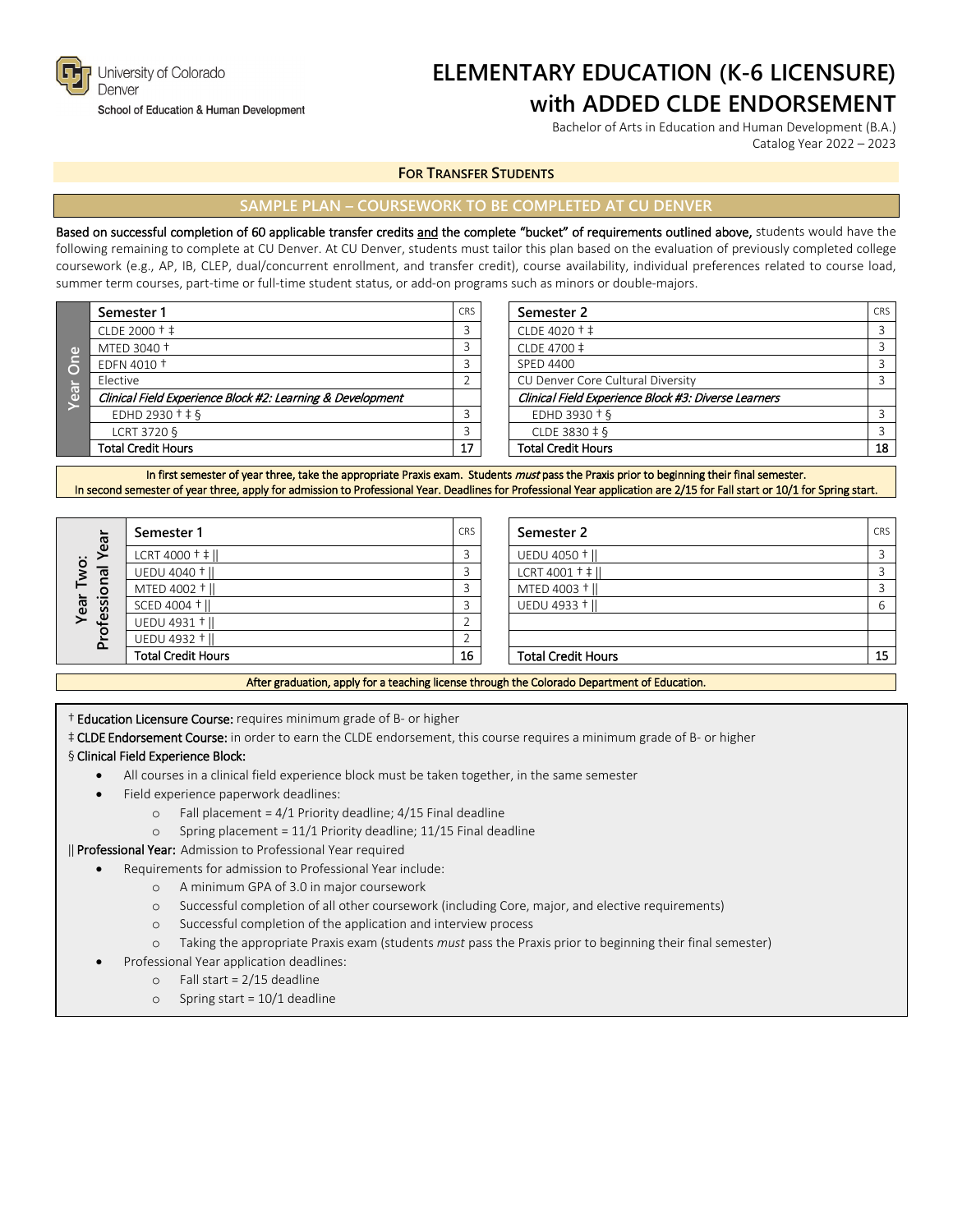# ELEMENTARY EDUCATION (K-6 LICENSURE) with ADDED CLDE ENDORSEMENT

Bachelor of Arts in Education and Human Development (B.A.)
Catalog Year 2022 – 2023

**FOR TRANSFER STUDENTS**

## SAMPLE PLAN – COURSEWORK TO BE COMPLETED AT CU DENVER

**Based on successful completion of 60 applicable transfer credits and the complete "bucket" of requirements outlined above,** students would have the following remaining to complete at CU Denver. At CU Denver, students must tailor this plan based on the evaluation of previously completed college coursework (e.g., AP, IB, CLEP, dual/concurrent enrollment, and transfer credit), course availability, individual preferences related to course load, summer term courses, part-time or full-time student status, or add-on programs such as minors or double-majors.

### Year One

| Semester 1 | CRS | Semester 2 | CRS |
|---|---|---|---|
| CLDE 2000 † ‡ | 3 | CLDE 4020 † ‡ | 3 |
| MTED 3040 † | 3 | CLDE 4700 ‡ | 3 |
| EDFN 4010 † | 3 | SPED 4400 | 3 |
| Elective | 2 | CU Denver Core Cultural Diversity | 3 |
| *Clinical Field Experience Block #2: Learning & Development* | | *Clinical Field Experience Block #3: Diverse Learners* | |
| EDHD 2930 † ‡ § | 3 | EDHD 3930 † § | 3 |
| LCRT 3720 § | 3 | CLDE 3830 ‡ § | 3 |
| **Total Credit Hours** | **17** | **Total Credit Hours** | **18** |

In first semester of year three, take the appropriate Praxis exam. Students *must* pass the Praxis prior to beginning their final semester.
In second semester of year three, apply for admission to Professional Year. Deadlines for Professional Year application are 2/15 for Fall start or 10/1 for Spring start.

### Year Two: Professional Year

| Semester 1 | CRS | Semester 2 | CRS |
|---|---|---|---|
| LCRT 4000 † ‡ ‖ | 3 | UEDU 4050 † ‖ | 3 |
| UEDU 4040 † ‖ | 3 | LCRT 4001 † ‡ ‖ | 3 |
| MTED 4002 † ‖ | 3 | MTED 4003 † ‖ | 3 |
| SCED 4004 † ‖ | 3 | UEDU 4933 † ‖ | 6 |
| UEDU 4931 † ‖ | 2 | | |
| UEDU 4932 † ‖ | 2 | | |
| **Total Credit Hours** | **16** | **Total Credit Hours** | **15** |

After graduation, apply for a teaching license through the Colorado Department of Education.

† **Education Licensure Course:** requires minimum grade of B- or higher

‡ **CLDE Endorsement Course:** in order to earn the CLDE endorsement, this course requires a minimum grade of B- or higher

§ **Clinical Field Experience Block:**

- All courses in a clinical field experience block must be taken together, in the same semester
- Field experience paperwork deadlines:
  - Fall placement = 4/1 Priority deadline; 4/15 Final deadline
  - Spring placement = 11/1 Priority deadline; 11/15 Final deadline

‖ **Professional Year:** Admission to Professional Year required

- Requirements for admission to Professional Year include:
  - A minimum GPA of 3.0 in major coursework
  - Successful completion of all other coursework (including Core, major, and elective requirements)
  - Successful completion of the application and interview process
  - Taking the appropriate Praxis exam (students *must* pass the Praxis prior to beginning their final semester)
- Professional Year application deadlines:
  - Fall start = 2/15 deadline
  - Spring start = 10/1 deadline